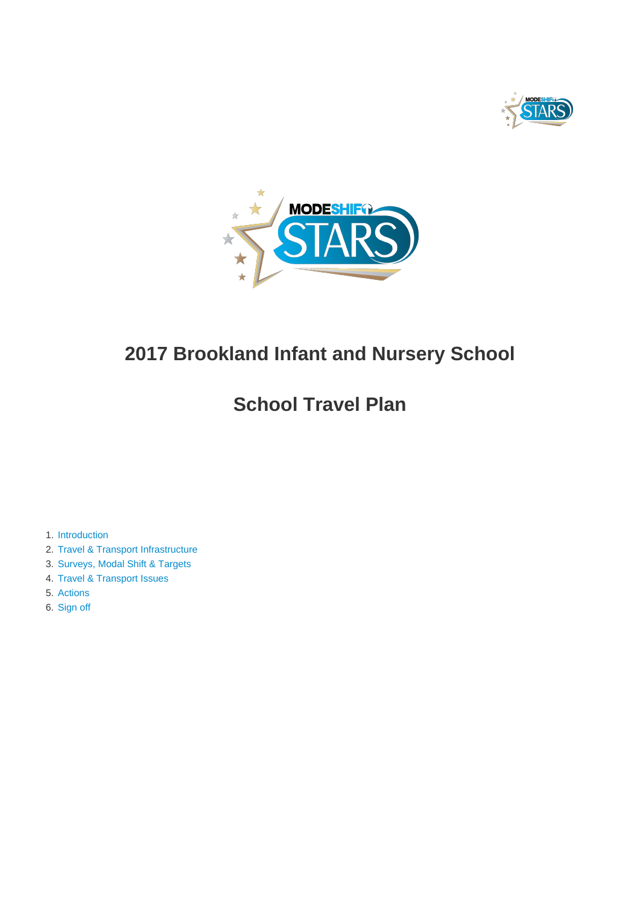# 2017 Brookland Infant and Nursery School

# School Travel Plan

1. Introduction
2. Travel & Transport Infrastructure
3. Surveys, Modal Shift & Targets
4. Travel & Transport Issues
5. Actions
6. Sign off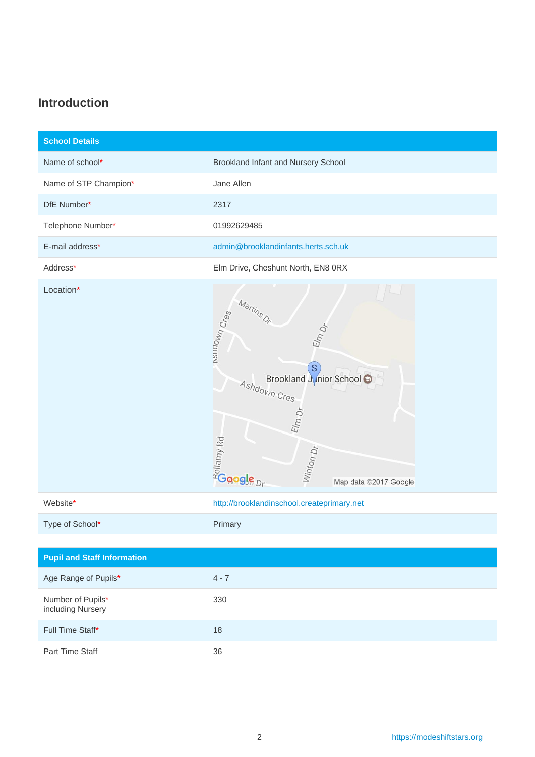## Introduction

| School Details | |
|---|---|
| Name of school* | Brookland Infant and Nursery School |
| Name of STP Champion* | Jane Allen |
| DfE Number* | 2317 |
| Telephone Number* | 01992629485 |
| E-mail address* | admin@brooklandinfants.herts.sch.uk |
| Address* | Elm Drive, Cheshunt North, EN8 0RX |
| Location* | |
| Website* | http://brooklandinschool.createprimary.net |
| Type of School* | Primary |

| Pupil and Staff Information | |
|---|---|
| Age Range of Pupils* | 4 - 7 |
| Number of Pupils* including Nursery | 330 |
| Full Time Staff* | 18 |
| Part Time Staff | 36 |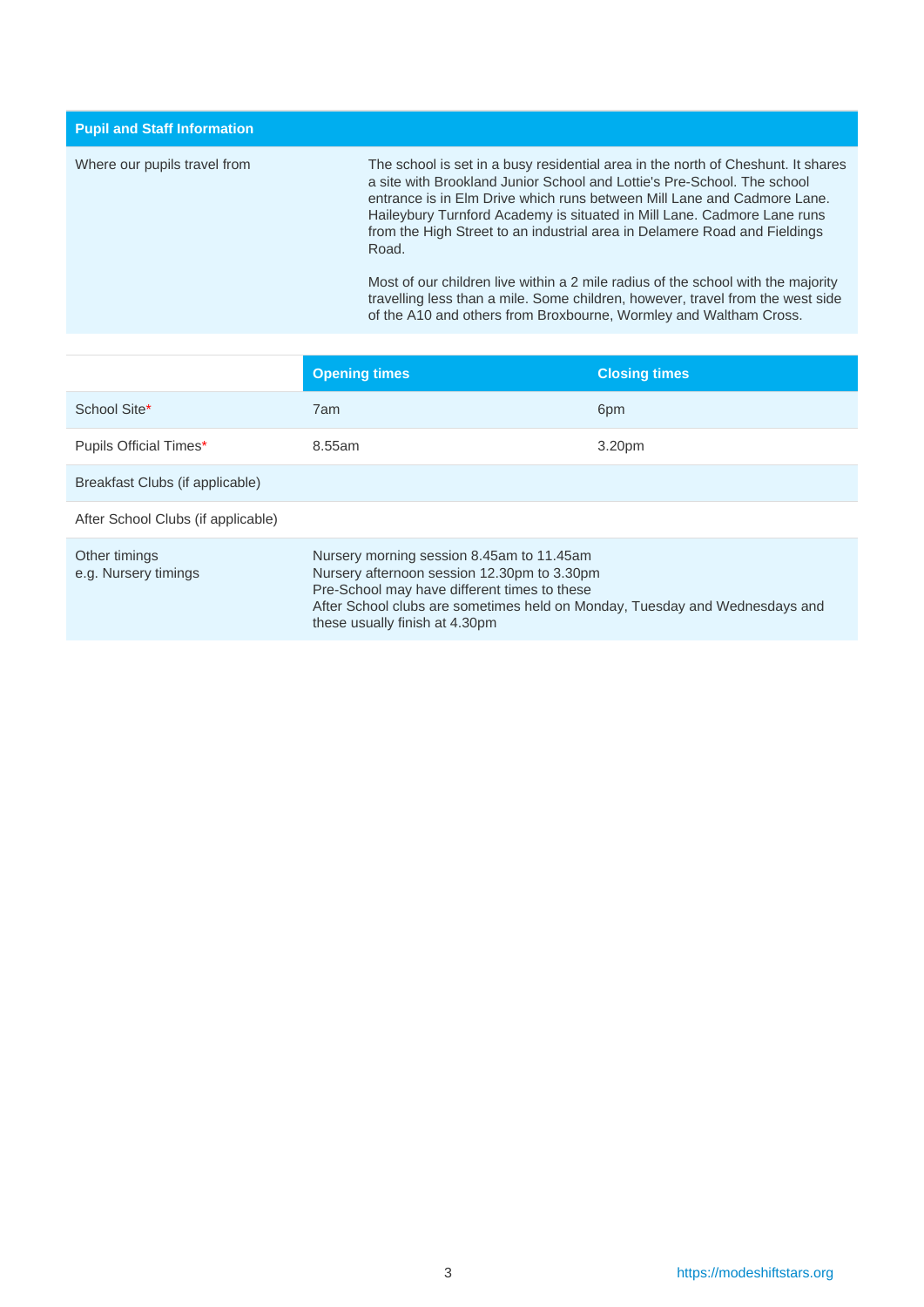| Pupil and Staff Information | |
|---|---|
| Where our pupils travel from | The school is set in a busy residential area in the north of Cheshunt. It shares a site with Brookland Junior School and Lottie's Pre-School. The school entrance is in Elm Drive which runs between Mill Lane and Cadmore Lane. Haileybury Turnford Academy is situated in Mill Lane. Cadmore Lane runs from the High Street to an industrial area in Delamere Road and Fieldings Road.<br><br>Most of our children live within a 2 mile radius of the school with the majority travelling less than a mile. Some children, however, travel from the west side of the A10 and others from Broxbourne, Wormley and Waltham Cross. |

| | Opening times | Closing times |
|---|---|---|
| School Site* | 7am | 6pm |
| Pupils Official Times* | 8.55am | 3.20pm |
| Breakfast Clubs (if applicable) | | |
| After School Clubs (if applicable) | | |
| Other timings<br>e.g. Nursery timings | Nursery morning session 8.45am to 11.45am<br>Nursery afternoon session 12.30pm to 3.30pm<br>Pre-School may have different times to these<br>After School clubs are sometimes held on Monday, Tuesday and Wednesdays and these usually finish at 4.30pm | |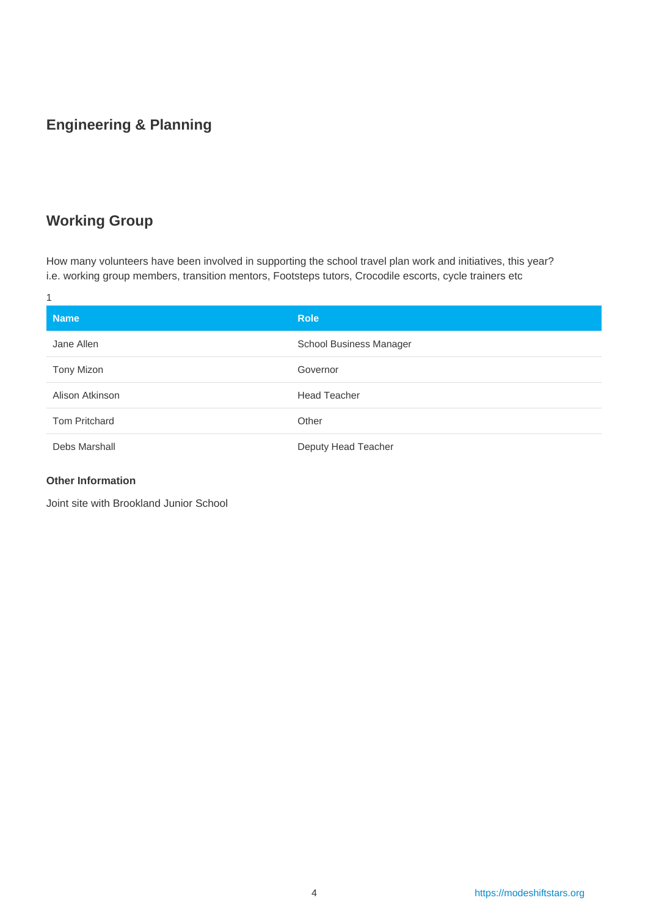## Engineering & Planning

## Working Group

How many volunteers have been involved in supporting the school travel plan work and initiatives, this year? i.e. working group members, transition mentors, Footsteps tutors, Crocodile escorts, cycle trainers etc

1

| Name | Role |
| --- | --- |
| Jane Allen | School Business Manager |
| Tony Mizon | Governor |
| Alison Atkinson | Head Teacher |
| Tom Pritchard | Other |
| Debs Marshall | Deputy Head Teacher |

**Other Information**

Joint site with Brookland Junior School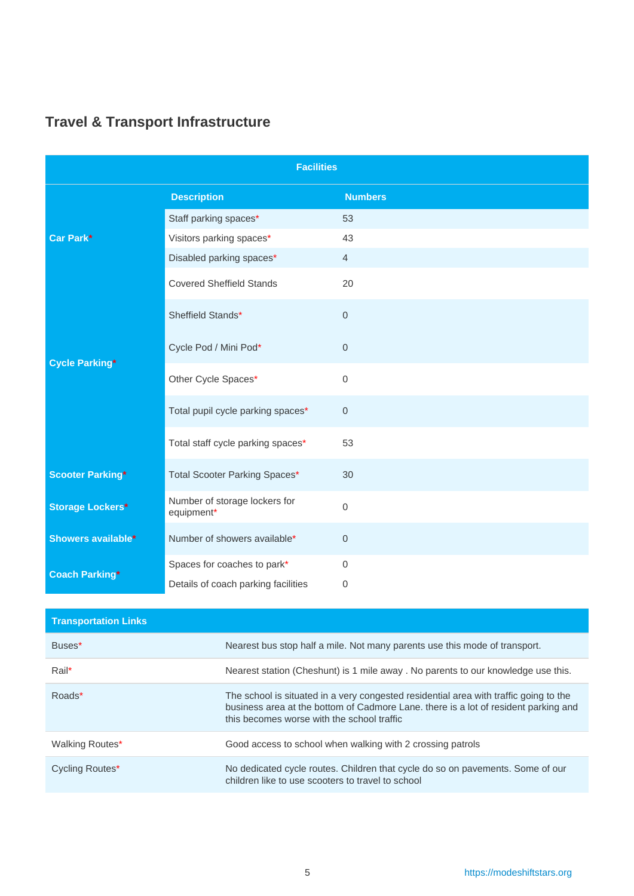## Travel & Transport Infrastructure

| Facilities | | |
|---|---|---|
| | **Description** | **Numbers** |
| **Car Park*** | Staff parking spaces* | 53 |
| | Visitors parking spaces* | 43 |
| | Disabled parking spaces* | 4 |
| **Cycle Parking*** | Covered Sheffield Stands | 20 |
| | Sheffield Stands* | 0 |
| | Cycle Pod / Mini Pod* | 0 |
| | Other Cycle Spaces* | 0 |
| | Total pupil cycle parking spaces* | 0 |
| | Total staff cycle parking spaces* | 53 |
| **Scooter Parking*** | Total Scooter Parking Spaces* | 30 |
| **Storage Lockers*** | Number of storage lockers for equipment* | 0 |
| **Showers available*** | Number of showers available* | 0 |
| **Coach Parking*** | Spaces for coaches to park* | 0 |
| | Details of coach parking facilities | 0 |

| Transportation Links | |
|---|---|
| Buses* | Nearest bus stop half a mile. Not many parents use this mode of transport. |
| Rail* | Nearest station (Cheshunt) is 1 mile away . No parents to our knowledge use this. |
| Roads* | The school is situated in a very congested residential area with traffic going to the business area at the bottom of Cadmore Lane. there is a lot of resident parking and this becomes worse with the school traffic |
| Walking Routes* | Good access to school when walking with 2 crossing patrols |
| Cycling Routes* | No dedicated cycle routes. Children that cycle do so on pavements. Some of our children like to use scooters to travel to school |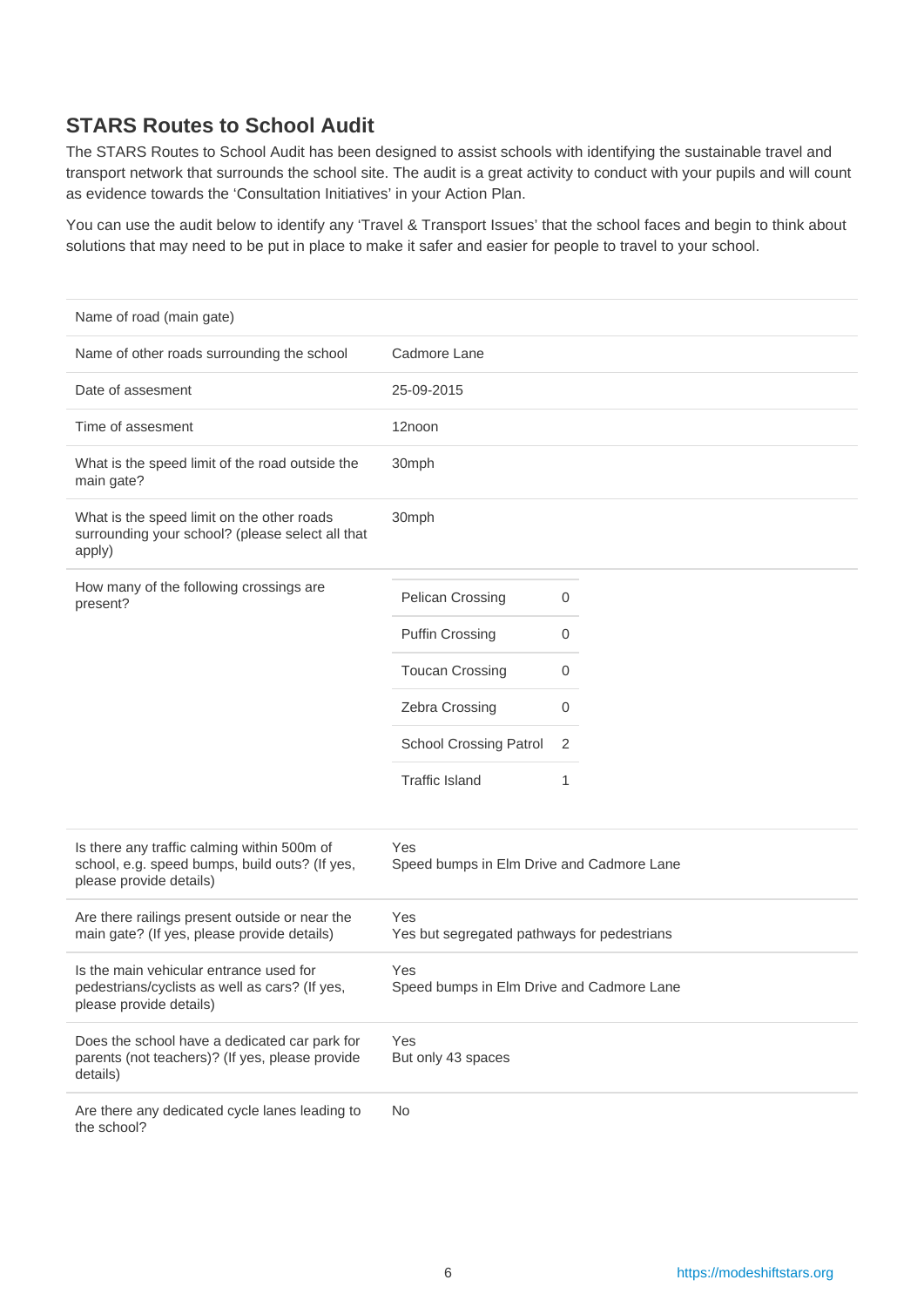## STARS Routes to School Audit

The STARS Routes to School Audit has been designed to assist schools with identifying the sustainable travel and transport network that surrounds the school site. The audit is a great activity to conduct with your pupils and will count as evidence towards the 'Consultation Initiatives' in your Action Plan.

You can use the audit below to identify any 'Travel & Transport Issues' that the school faces and begin to think about solutions that may need to be put in place to make it safer and easier for people to travel to your school.

| | |
|---|---|
| Name of road (main gate) | |
| Name of other roads surrounding the school | Cadmore Lane |
| Date of assesment | 25-09-2015 |
| Time of assesment | 12noon |
| What is the speed limit of the road outside the main gate? | 30mph |
| What is the speed limit on the other roads surrounding your school? (please select all that apply) | 30mph |
| How many of the following crossings are present? | Pelican Crossing: 0<br>Puffin Crossing: 0<br>Toucan Crossing: 0<br>Zebra Crossing: 0<br>School Crossing Patrol: 2<br>Traffic Island: 1 |
| Is there any traffic calming within 500m of school, e.g. speed bumps, build outs? (If yes, please provide details) | Yes<br>Speed bumps in Elm Drive and Cadmore Lane |
| Are there railings present outside or near the main gate? (If yes, please provide details) | Yes<br>Yes but segregated pathways for pedestrians |
| Is the main vehicular entrance used for pedestrians/cyclists as well as cars? (If yes, please provide details) | Yes<br>Speed bumps in Elm Drive and Cadmore Lane |
| Does the school have a dedicated car park for parents (not teachers)? (If yes, please provide details) | Yes<br>But only 43 spaces |
| Are there any dedicated cycle lanes leading to the school? | No |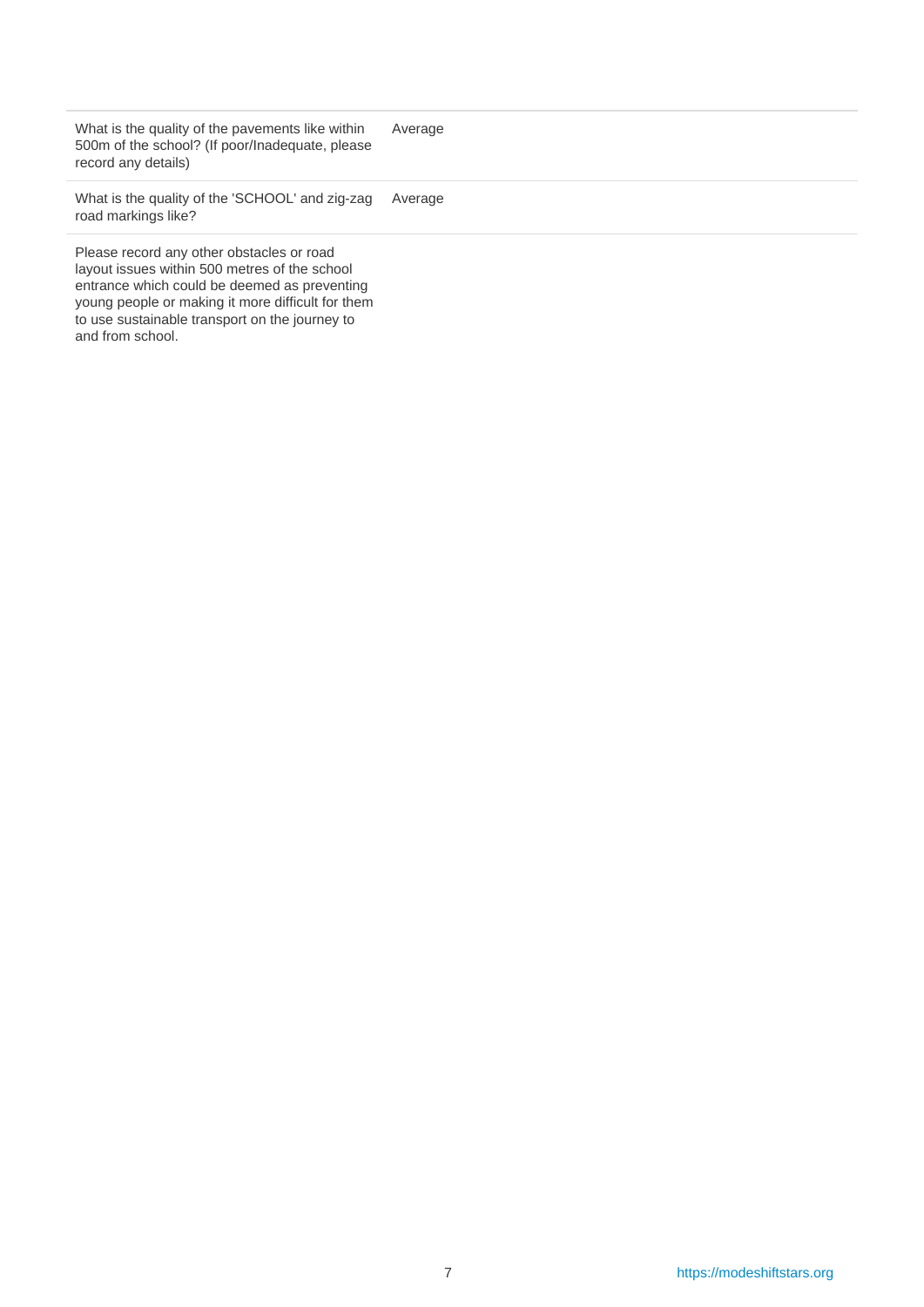| | |
|---|---|
| What is the quality of the pavements like within 500m of the school? (If poor/Inadequate, please record any details) | Average |
| What is the quality of the 'SCHOOL' and zig-zag road markings like? | Average |
| Please record any other obstacles or road layout issues within 500 metres of the school entrance which could be deemed as preventing young people or making it more difficult for them to use sustainable transport on the journey to and from school. | |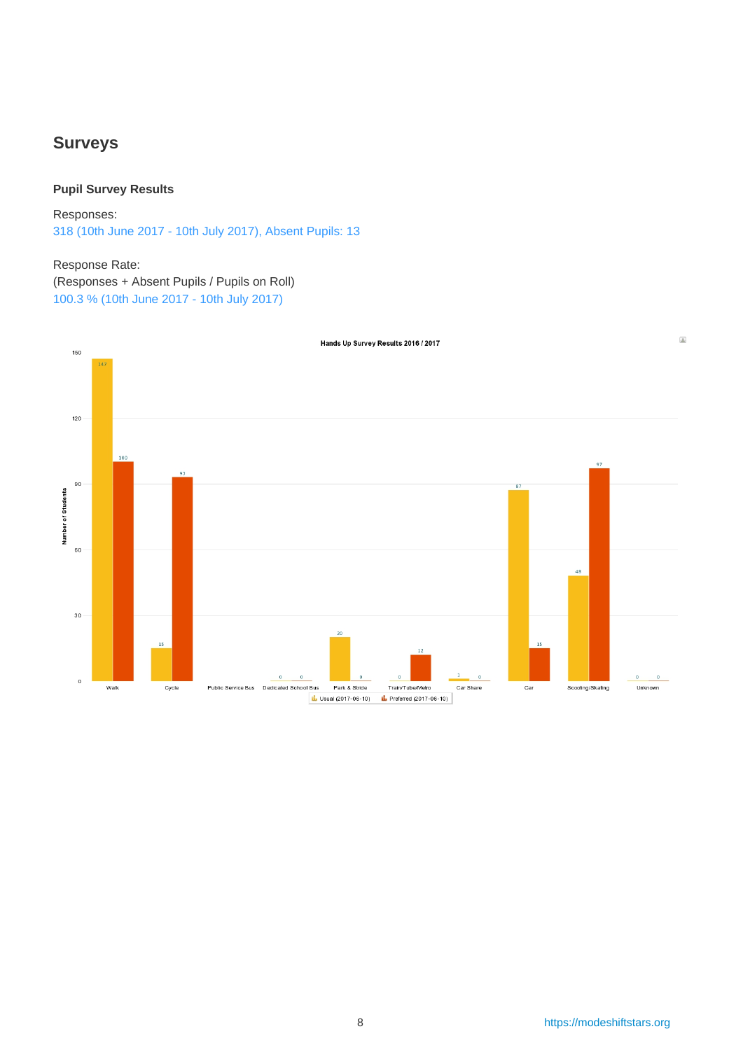## Surveys

### Pupil Survey Results

Responses:
318 (10th June 2017 - 10th July 2017), Absent Pupils: 13

Response Rate:
(Responses + Absent Pupils / Pupils on Roll)
100.3 % (10th June 2017 - 10th July 2017)

**Hands Up Survey Results 2016 / 2017**

| Mode | Usual (2017-06-10) | Preferred (2017-06-10) |
|---|---|---|
| Walk | 147 | 100 |
| Cycle | 15 | 93 |
| Public Service Bus | | |
| Dedicated School Bus | 0 | 0 |
| Park & Stride | 20 | 0 |
| Train/Tube/Metro | 0 | 12 |
| Car Share | 1 | 0 |
| Car | 87 | 15 |
| Scooting/Skating | 48 | 97 |
| Unknown | 0 | 0 |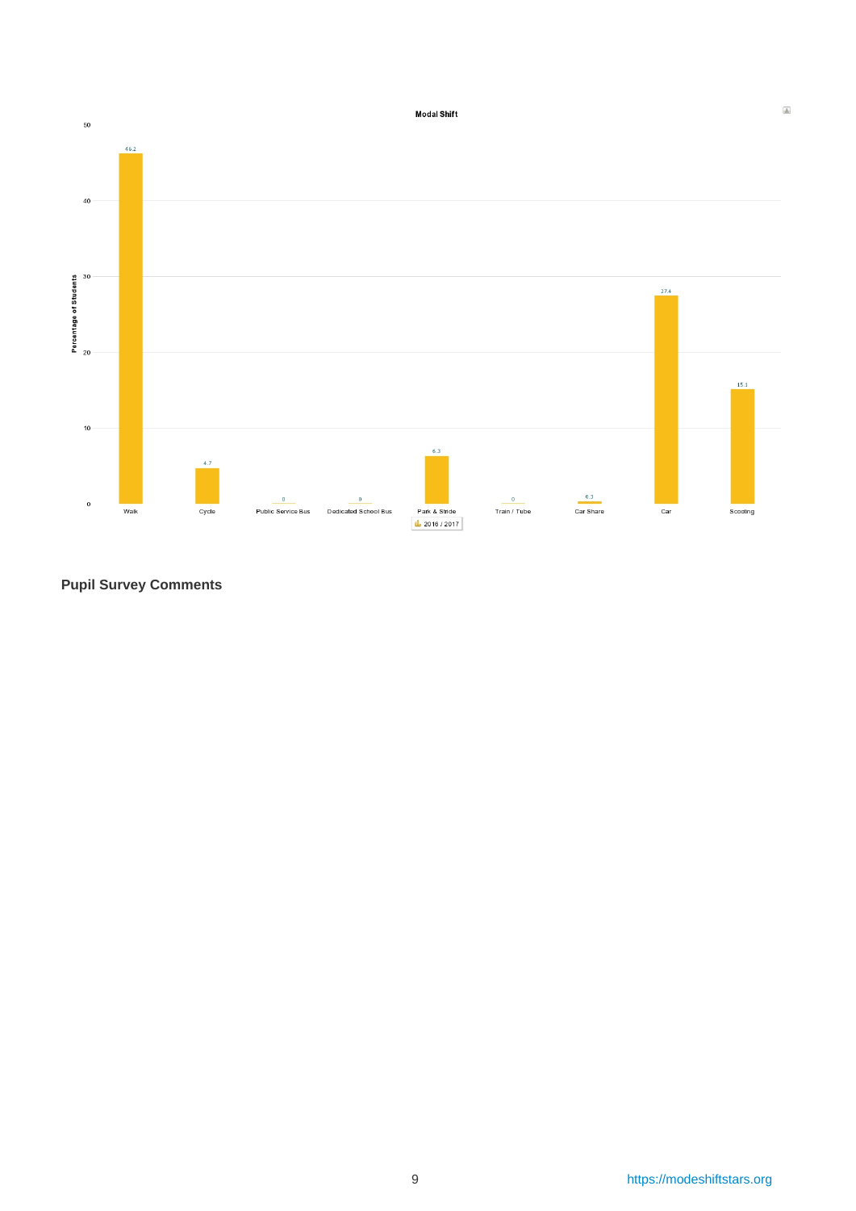**Modal Shift**

| Mode | 2016 / 2017 (Percentage of Students) |
| --- | --- |
| Walk | 46.2 |
| Cycle | 4.7 |
| Public Service Bus | 0 |
| Dedicated School Bus | 0 |
| Park & Stride | 6.3 |
| Train / Tube | 0 |
| Car Share | 0.3 |
| Car | 27.4 |
| Scooting | 15.1 |

**Pupil Survey Comments**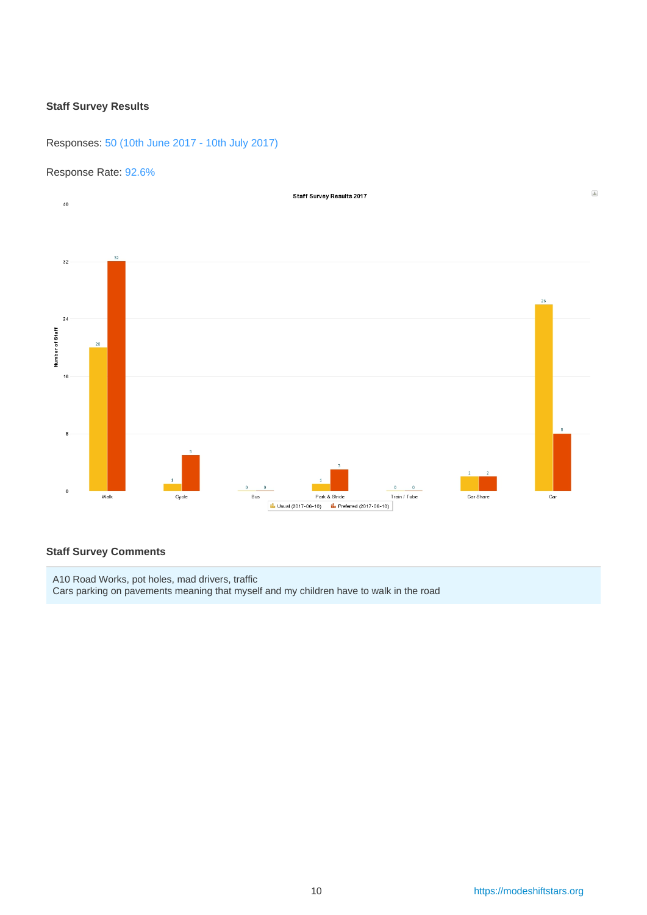### Staff Survey Results

Responses: 50 (10th June 2017 - 10th July 2017)

Response Rate: 92.6%

**Staff Survey Results 2017**

| Mode | Usual (2017-06-10) | Preferred (2017-06-10) |
|---|---|---|
| Walk | 20 | 32 |
| Cycle | 1 | 5 |
| Bus | 0 | 0 |
| Park & Stride | 1 | 3 |
| Train / Tube | 0 | 0 |
| Car Share | 2 | 2 |
| Car | 26 | 8 |

### Staff Survey Comments

A10 Road Works, pot holes, mad drivers, traffic
Cars parking on pavements meaning that myself and my children have to walk in the road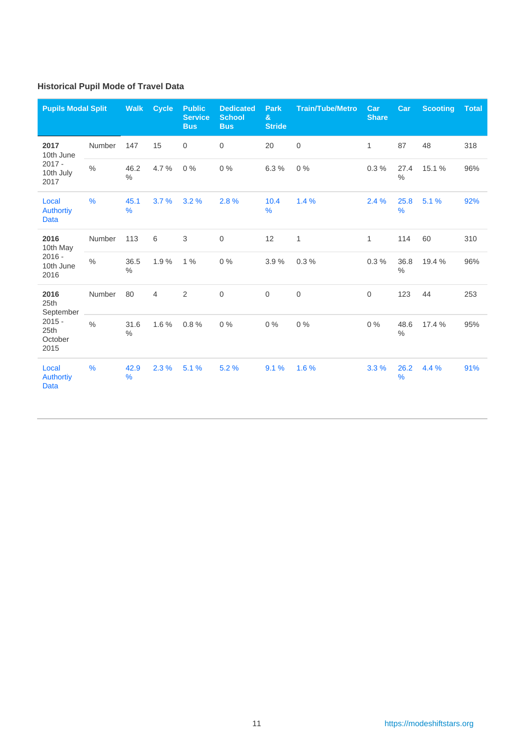### Historical Pupil Mode of Travel Data

| Pupils Modal Split | | Walk | Cycle | Public Service Bus | Dedicated School Bus | Park & Stride | Train/Tube/Metro | Car Share | Car | Scooting | Total |
|---|---|---|---|---|---|---|---|---|---|---|---|
| **2017** 10th June 2017 - 10th July 2017 | Number | 147 | 15 | 0 | 0 | 20 | 0 | 1 | 87 | 48 | 318 |
| | % | 46.2 % | 4.7 % | 0 % | 0 % | 6.3 % | 0 % | 0.3 % | 27.4 % | 15.1 % | 96% |
| Local Authortiy Data | % | 45.1 % | 3.7 % | 3.2 % | 2.8 % | 10.4 % | 1.4 % | 2.4 % | 25.8 % | 5.1 % | 92% |
| **2016** 10th May 2016 - 10th June 2016 | Number | 113 | 6 | 3 | 0 | 12 | 1 | 1 | 114 | 60 | 310 |
| | % | 36.5 % | 1.9 % | 1 % | 0 % | 3.9 % | 0.3 % | 0.3 % | 36.8 % | 19.4 % | 96% |
| **2016** 25th September 2015 - 25th October 2015 | Number | 80 | 4 | 2 | 0 | 0 | 0 | 0 | 123 | 44 | 253 |
| | % | 31.6 % | 1.6 % | 0.8 % | 0 % | 0 % | 0 % | 0 % | 48.6 % | 17.4 % | 95% |
| Local Authortiy Data | % | 42.9 % | 2.3 % | 5.1 % | 5.2 % | 9.1 % | 1.6 % | 3.3 % | 26.2 % | 4.4 % | 91% |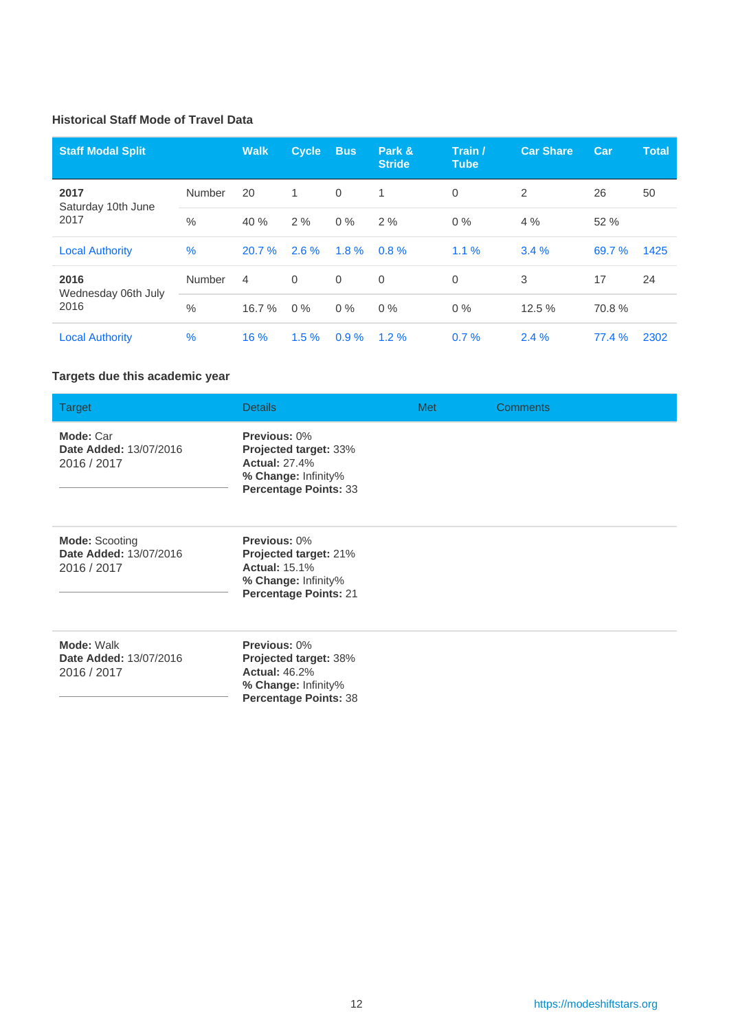### Historical Staff Mode of Travel Data

| Staff Modal Split | | Walk | Cycle | Bus | Park & Stride | Train / Tube | Car Share | Car | Total |
|---|---|---|---|---|---|---|---|---|---|
| **2017** Saturday 10th June 2017 | Number | 20 | 1 | 0 | 1 | 0 | 2 | 26 | 50 |
| | % | 40 % | 2 % | 0 % | 2 % | 0 % | 4 % | 52 % | |
| Local Authority | % | 20.7 % | 2.6 % | 1.8 % | 0.8 % | 1.1 % | 3.4 % | 69.7 % | 1425 |
| **2016** Wednesday 06th July 2016 | Number | 4 | 0 | 0 | 0 | 0 | 3 | 17 | 24 |
| | % | 16.7 % | 0 % | 0 % | 0 % | 0 % | 12.5 % | 70.8 % | |
| Local Authority | % | 16 % | 1.5 % | 0.9 % | 1.2 % | 0.7 % | 2.4 % | 77.4 % | 2302 |

### Targets due this academic year

| Target | Details | Met | Comments |
|---|---|---|---|
| **Mode:** Car<br>**Date Added:** 13/07/2016<br>2016 / 2017 | **Previous:** 0%<br>**Projected target:** 33%<br>**Actual:** 27.4%<br>**% Change:** Infinity%<br>**Percentage Points:** 33 | | |
| **Mode:** Scooting<br>**Date Added:** 13/07/2016<br>2016 / 2017 | **Previous:** 0%<br>**Projected target:** 21%<br>**Actual:** 15.1%<br>**% Change:** Infinity%<br>**Percentage Points:** 21 | | |
| **Mode:** Walk<br>**Date Added:** 13/07/2016<br>2016 / 2017 | **Previous:** 0%<br>**Projected target:** 38%<br>**Actual:** 46.2%<br>**% Change:** Infinity%<br>**Percentage Points:** 38 | | |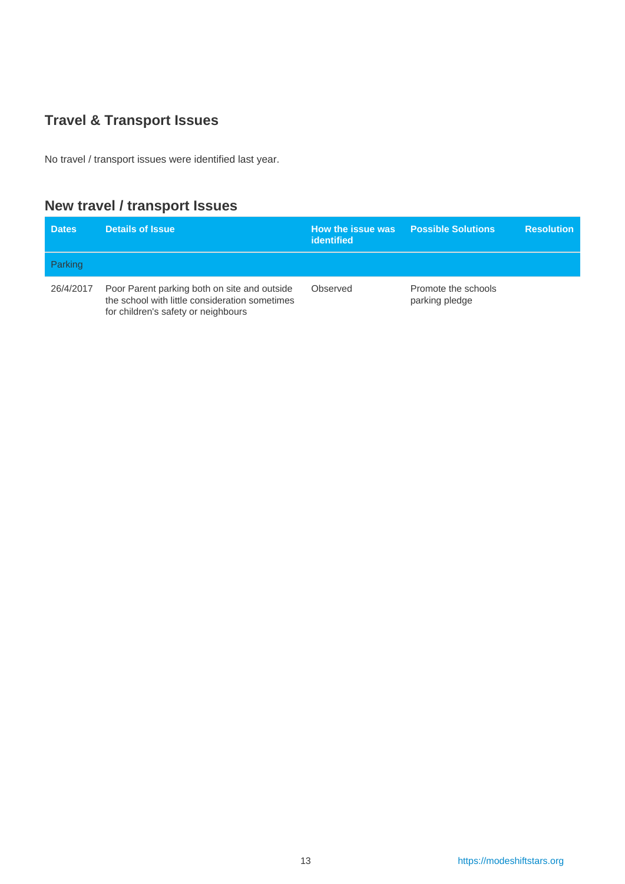## Travel & Transport Issues

No travel / transport issues were identified last year.

## New travel / transport Issues

| Dates | Details of Issue | How the issue was identified | Possible Solutions | Resolution |
|---|---|---|---|---|
| Parking | | | | |
| 26/4/2017 | Poor Parent parking both on site and outside the school with little consideration sometimes for children's safety or neighbours | Observed | Promote the schools parking pledge | |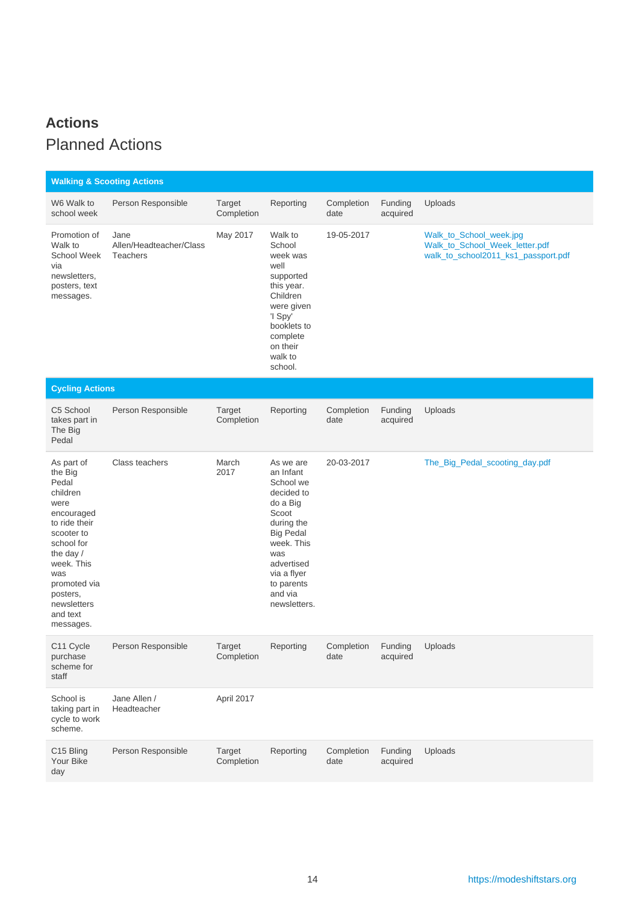## Actions

### Planned Actions

| Walking & Scooting Actions | | | | | | |
|---|---|---|---|---|---|---|
| W6 Walk to school week | Person Responsible | Target Completion | Reporting | Completion date | Funding acquired | Uploads |
| Promotion of Walk to School Week via newsletters, posters, text messages. | Jane Allen/Headteacher/Class Teachers | May 2017 | Walk to School week was well supported this year. Children were given 'I Spy' booklets to complete on their walk to school. | 19-05-2017 | | Walk_to_School_week.jpg Walk_to_School_Week_letter.pdf walk_to_school2011_ks1_passport.pdf |

| Cycling Actions | | | | | | |
|---|---|---|---|---|---|---|
| C5 School takes part in The Big Pedal | Person Responsible | Target Completion | Reporting | Completion date | Funding acquired | Uploads |
| As part of the Big Pedal children were encouraged to ride their scooter to school for the day / week. This was promoted via posters, newsletters and text messages. | Class teachers | March 2017 | As we are an Infant School we decided to do a Big Scoot during the Big Pedal week. This was advertised via a flyer to parents and via newsletters. | 20-03-2017 | | The_Big_Pedal_scooting_day.pdf |
| C11 Cycle purchase scheme for staff | Person Responsible | Target Completion | Reporting | Completion date | Funding acquired | Uploads |
| School is taking part in cycle to work scheme. | Jane Allen / Headteacher | April 2017 | | | | |
| C15 Bling Your Bike day | Person Responsible | Target Completion | Reporting | Completion date | Funding acquired | Uploads |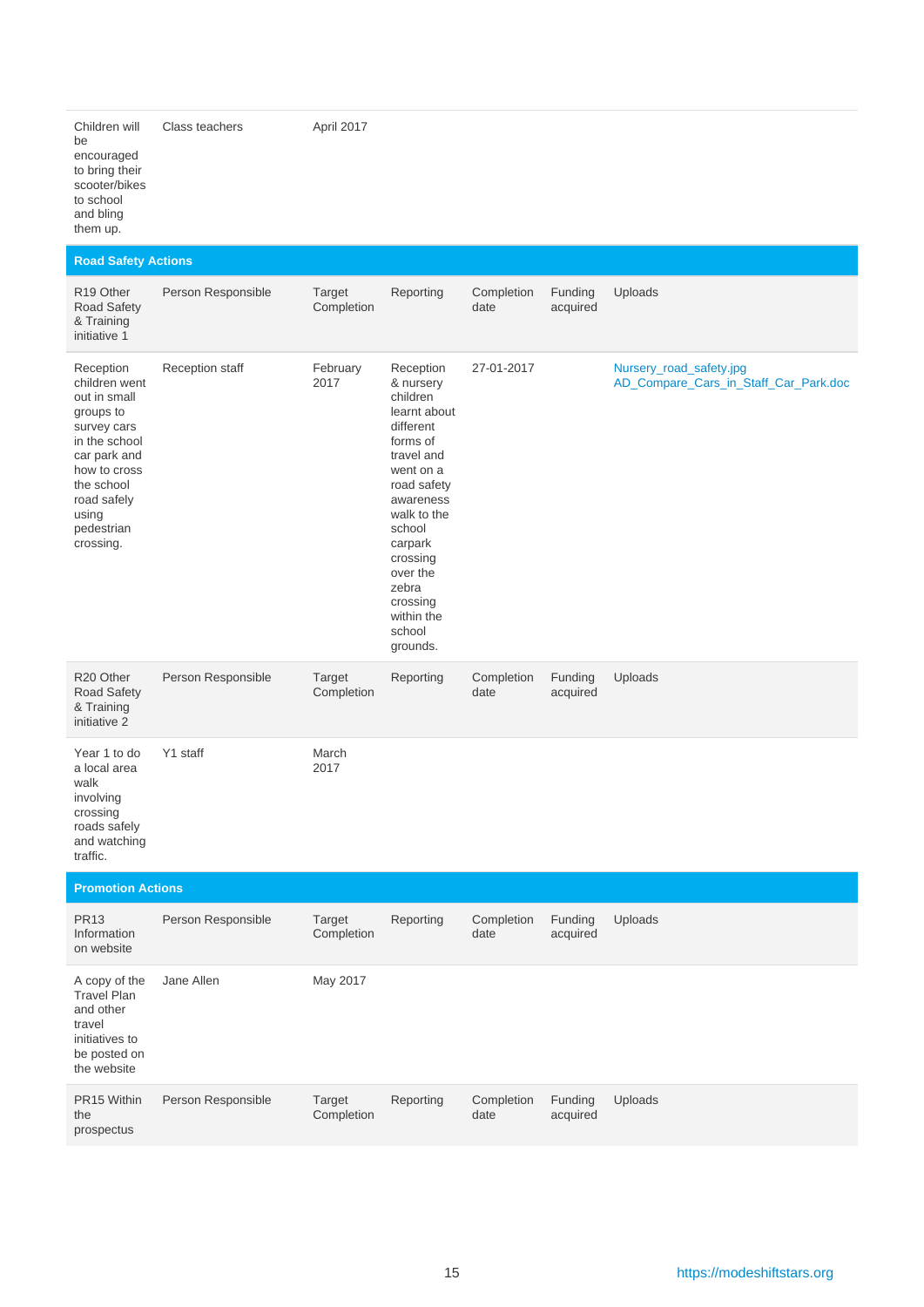| | | | | | | |
|---|---|---|---|---|---|---|
| Children will be encouraged to bring their scooter/bikes to school and bling them up. | Class teachers | April 2017 | | | | |

**Road Safety Actions**

| R19 Other Road Safety & Training initiative 1 | Person Responsible | Target Completion | Reporting | Completion date | Funding acquired | Uploads |
|---|---|---|---|---|---|---|
| Reception children went out in small groups to survey cars in the school car park and how to cross the school road safely using pedestrian crossing. | Reception staff | February 2017 | Reception & nursery children learnt about different forms of travel and went on a road safety awareness walk to the school carpark crossing over the zebra crossing within the school grounds. | 27-01-2017 | | Nursery_road_safety.jpg AD_Compare_Cars_in_Staff_Car_Park.doc |

| R20 Other Road Safety & Training initiative 2 | Person Responsible | Target Completion | Reporting | Completion date | Funding acquired | Uploads |
|---|---|---|---|---|---|---|
| Year 1 to do a local area walk involving crossing roads safely and watching traffic. | Y1 staff | March 2017 | | | | |

**Promotion Actions**

| PR13 Information on website | Person Responsible | Target Completion | Reporting | Completion date | Funding acquired | Uploads |
|---|---|---|---|---|---|---|
| A copy of the Travel Plan and other travel initiatives to be posted on the website | Jane Allen | May 2017 | | | | |

| PR15 Within the prospectus | Person Responsible | Target Completion | Reporting | Completion date | Funding acquired | Uploads |
|---|---|---|---|---|---|---|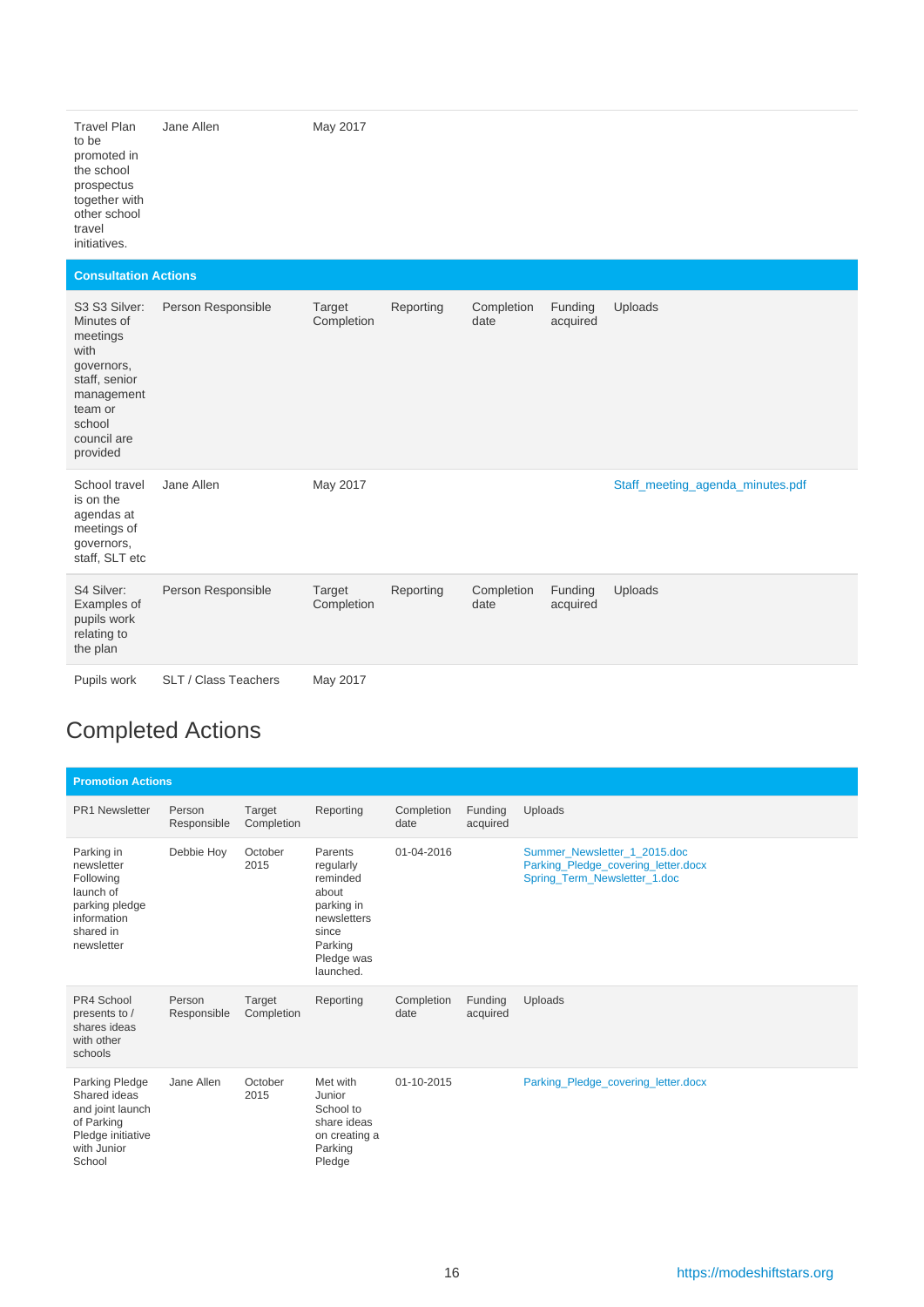| | | | | | | |
|---|---|---|---|---|---|---|
| Travel Plan to be promoted in the school prospectus together with other school travel initiatives. | Jane Allen | May 2017 | | | | |

| Consultation Actions | | | | | | |
|---|---|---|---|---|---|---|
| S3 S3 Silver: Minutes of meetings with governors, staff, senior management team or school council are provided | Person Responsible | Target Completion | Reporting | Completion date | Funding acquired | Uploads |
| School travel is on the agendas at meetings of governors, staff, SLT etc | Jane Allen | May 2017 | | | | Staff_meeting_agenda_minutes.pdf |
| S4 Silver: Examples of pupils work relating to the plan | Person Responsible | Target Completion | Reporting | Completion date | Funding acquired | Uploads |
| Pupils work | SLT / Class Teachers | May 2017 | | | | |

# Completed Actions

| Promotion Actions | | | | | | |
|---|---|---|---|---|---|---|
| PR1 Newsletter | Person Responsible | Target Completion | Reporting | Completion date | Funding acquired | Uploads |
| Parking in newsletter Following launch of parking pledge information shared in newsletter | Debbie Hoy | October 2015 | Parents regularly reminded about parking in newsletters since Parking Pledge was launched. | 01-04-2016 | | Summer_Newsletter_1_2015.doc Parking_Pledge_covering_letter.docx Spring_Term_Newsletter_1.doc |
| PR4 School presents to / shares ideas with other schools | Person Responsible | Target Completion | Reporting | Completion date | Funding acquired | Uploads |
| Parking Pledge Shared ideas and joint launch of Parking Pledge initiative with Junior School | Jane Allen | October 2015 | Met with Junior School to share ideas on creating a Parking Pledge | 01-10-2015 | | Parking_Pledge_covering_letter.docx |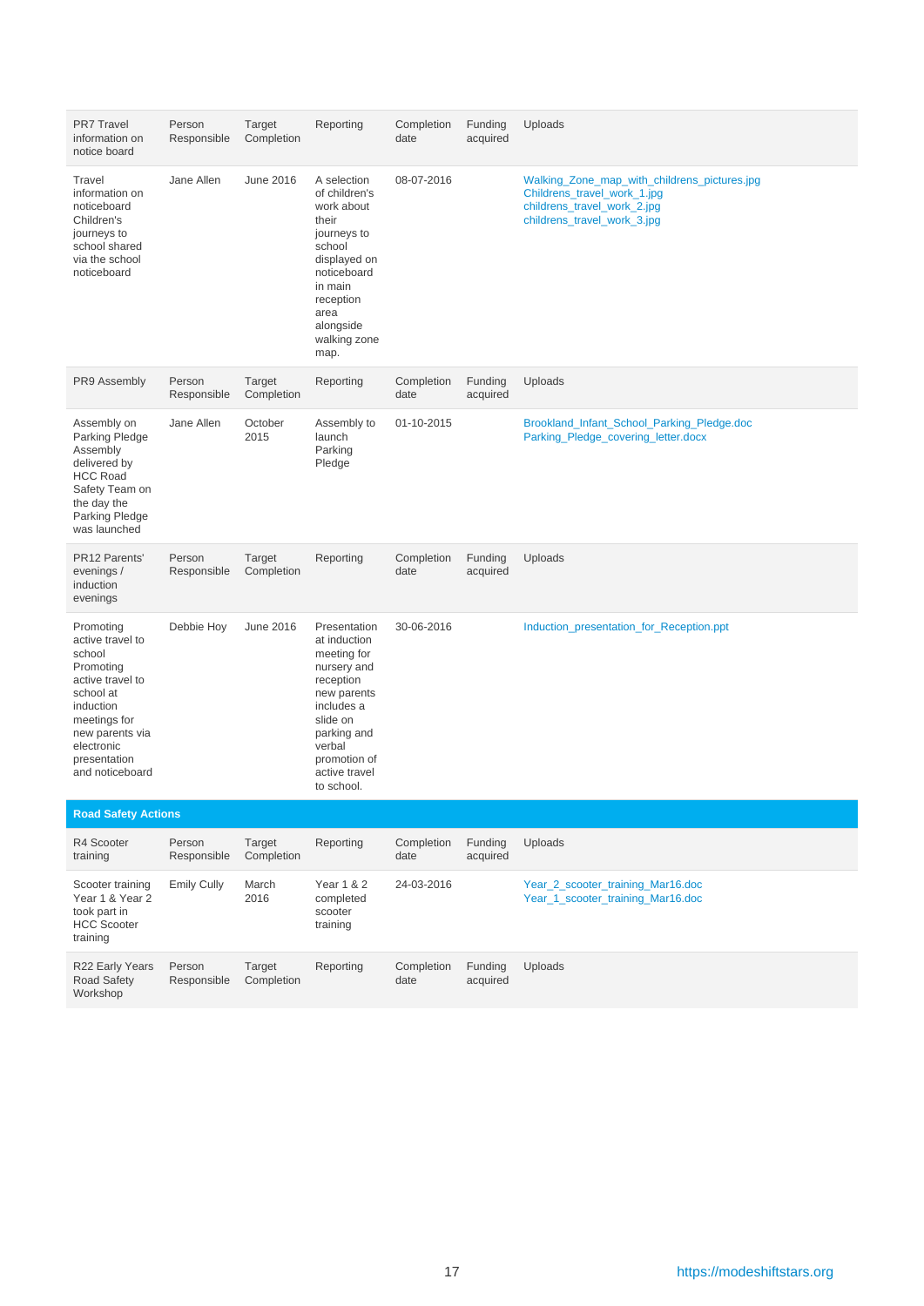| PR7 Travel information on notice board | Person Responsible | Target Completion | Reporting | Completion date | Funding acquired | Uploads |
|---|---|---|---|---|---|---|
| Travel information on noticeboard Children's journeys to school shared via the school noticeboard | Jane Allen | June 2016 | A selection of children's work about their journeys to school displayed on noticeboard in main reception area alongside walking zone map. | 08-07-2016 | | Walking_Zone_map_with_childrens_pictures.jpg Childrens_travel_work_1.jpg childrens_travel_work_2.jpg childrens_travel_work_3.jpg |

| PR9 Assembly | Person Responsible | Target Completion | Reporting | Completion date | Funding acquired | Uploads |
|---|---|---|---|---|---|---|
| Assembly on Parking Pledge Assembly delivered by HCC Road Safety Team on the day the Parking Pledge was launched | Jane Allen | October 2015 | Assembly to launch Parking Pledge | 01-10-2015 | | Brookland_Infant_School_Parking_Pledge.doc Parking_Pledge_covering_letter.docx |

| PR12 Parents' evenings / induction evenings | Person Responsible | Target Completion | Reporting | Completion date | Funding acquired | Uploads |
|---|---|---|---|---|---|---|
| Promoting active travel to school Promoting active travel to school at induction meetings for new parents via electronic presentation and noticeboard | Debbie Hoy | June 2016 | Presentation at induction meeting for nursery and reception new parents includes a slide on parking and verbal promotion of active travel to school. | 30-06-2016 | | Induction_presentation_for_Reception.ppt |

**Road Safety Actions**

| R4 Scooter training | Person Responsible | Target Completion | Reporting | Completion date | Funding acquired | Uploads |
|---|---|---|---|---|---|---|
| Scooter training Year 1 & Year 2 took part in HCC Scooter training | Emily Cully | March 2016 | Year 1 & 2 completed scooter training | 24-03-2016 | | Year_2_scooter_training_Mar16.doc Year_1_scooter_training_Mar16.doc |

| R22 Early Years Road Safety Workshop | Person Responsible | Target Completion | Reporting | Completion date | Funding acquired | Uploads |
|---|---|---|---|---|---|---|

https://modeshiftstars.org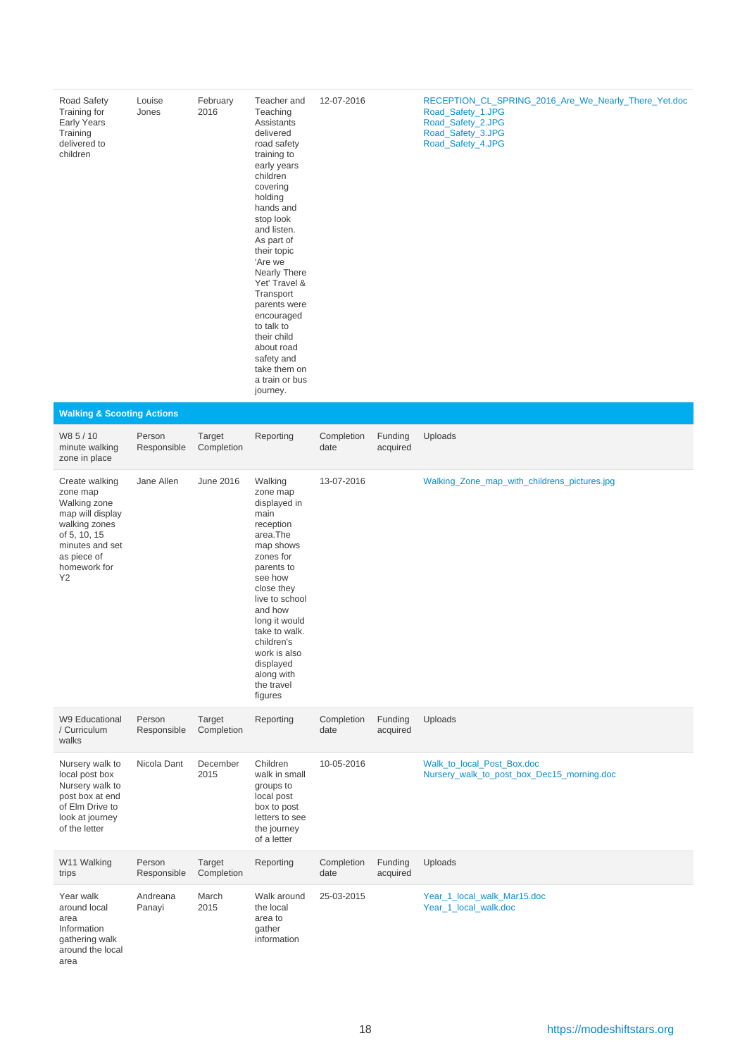| | | | | | | |
|---|---|---|---|---|---|---|
| Road Safety Training for Early Years Training delivered to children | Louise Jones | February 2016 | Teacher and Teaching Assistants delivered road safety training to early years children covering holding hands and stop look and listen. As part of their topic 'Are we Nearly There Yet' Travel & Transport parents were encouraged to talk to their child about road safety and take them on a train or bus journey. | 12-07-2016 | | RECEPTION_CL_SPRING_2016_Are_We_Nearly_There_Yet.doc Road_Safety_1.JPG Road_Safety_2.JPG Road_Safety_3.JPG Road_Safety_4.JPG |

**Walking & Scooting Actions**

| W8 5 / 10 minute walking zone in place | Person Responsible | Target Completion | Reporting | Completion date | Funding acquired | Uploads |
|---|---|---|---|---|---|---|
| Create walking zone map Walking zone map will display walking zones of 5, 10, 15 minutes and set as piece of homework for Y2 | Jane Allen | June 2016 | Walking zone map displayed in main reception area.The map shows zones for parents to see how close they live to school and how long it would take to walk. children's work is also displayed along with the travel figures | 13-07-2016 | | Walking_Zone_map_with_childrens_pictures.jpg |

| W9 Educational / Curriculum walks | Person Responsible | Target Completion | Reporting | Completion date | Funding acquired | Uploads |
|---|---|---|---|---|---|---|
| Nursery walk to local post box Nursery walk to post box at end of Elm Drive to look at journey of the letter | Nicola Dant | December 2015 | Children walk in small groups to local post box to post letters to see the journey of a letter | 10-05-2016 | | Walk_to_local_Post_Box.doc Nursery_walk_to_post_box_Dec15_morning.doc |

| W11 Walking trips | Person Responsible | Target Completion | Reporting | Completion date | Funding acquired | Uploads |
|---|---|---|---|---|---|---|
| Year walk around local area Information gathering walk around the local area | Andreana Panayi | March 2015 | Walk around the local area to gather information | 25-03-2015 | | Year_1_local_walk_Mar15.doc Year_1_local_walk.doc |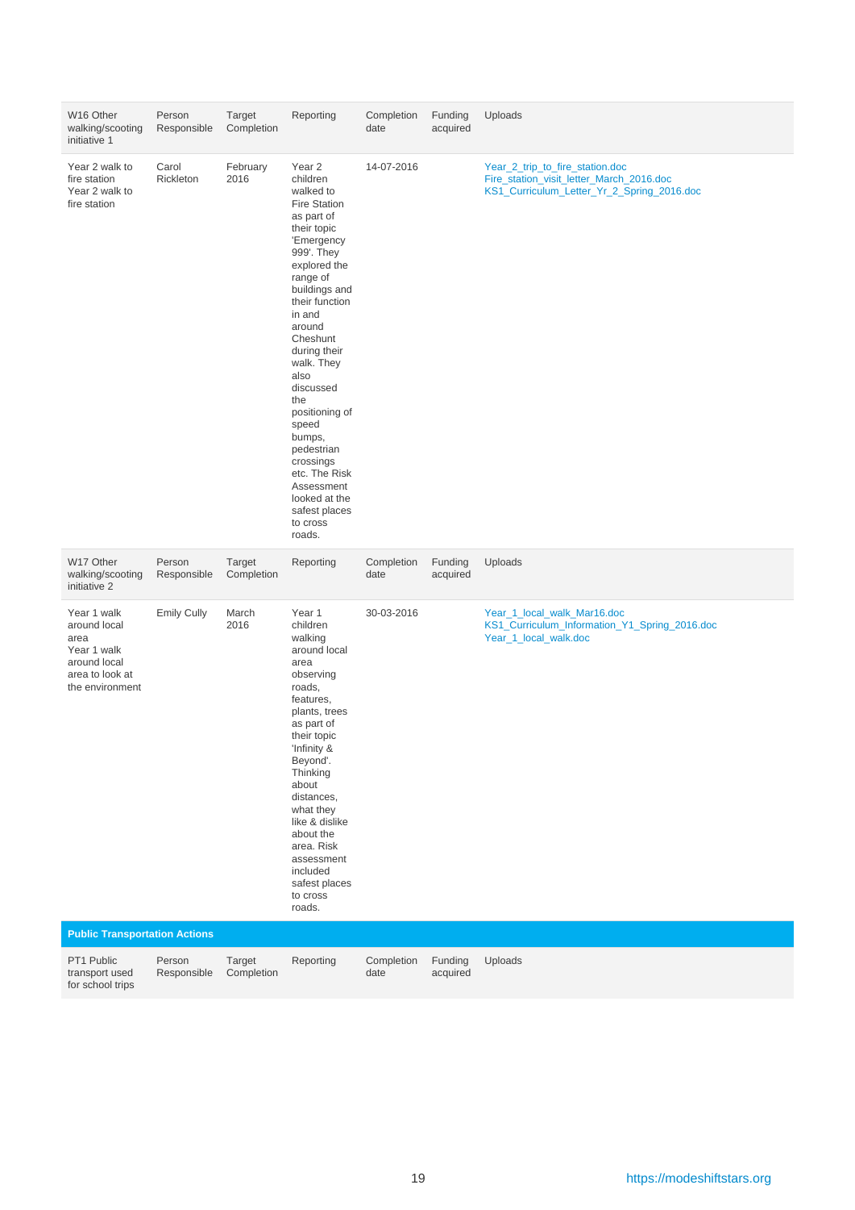| W16 Other walking/scooting initiative 1 | Person Responsible | Target Completion | Reporting | Completion date | Funding acquired | Uploads |
|---|---|---|---|---|---|---|
| Year 2 walk to fire station Year 2 walk to fire station | Carol Rickleton | February 2016 | Year 2 children walked to Fire Station as part of their topic 'Emergency 999'. They explored the range of buildings and their function in and around Cheshunt during their walk. They also discussed the positioning of speed bumps, pedestrian crossings etc. The Risk Assessment looked at the safest places to cross roads. | 14-07-2016 | | Year_2_trip_to_fire_station.doc Fire_station_visit_letter_March_2016.doc KS1_Curriculum_Letter_Yr_2_Spring_2016.doc |

| W17 Other walking/scooting initiative 2 | Person Responsible | Target Completion | Reporting | Completion date | Funding acquired | Uploads |
|---|---|---|---|---|---|---|
| Year 1 walk around local area Year 1 walk around local area to look at the environment | Emily Cully | March 2016 | Year 1 children walking around local area observing roads, features, plants, trees as part of their topic 'Infinity & Beyond'. Thinking about distances, what they like & dislike about the area. Risk assessment included safest places to cross roads. | 30-03-2016 | | Year_1_local_walk_Mar16.doc KS1_Curriculum_Information_Y1_Spring_2016.doc Year_1_local_walk.doc |

**Public Transportation Actions**

| PT1 Public transport used for school trips | Person Responsible | Target Completion | Reporting | Completion date | Funding acquired | Uploads |
|---|---|---|---|---|---|---|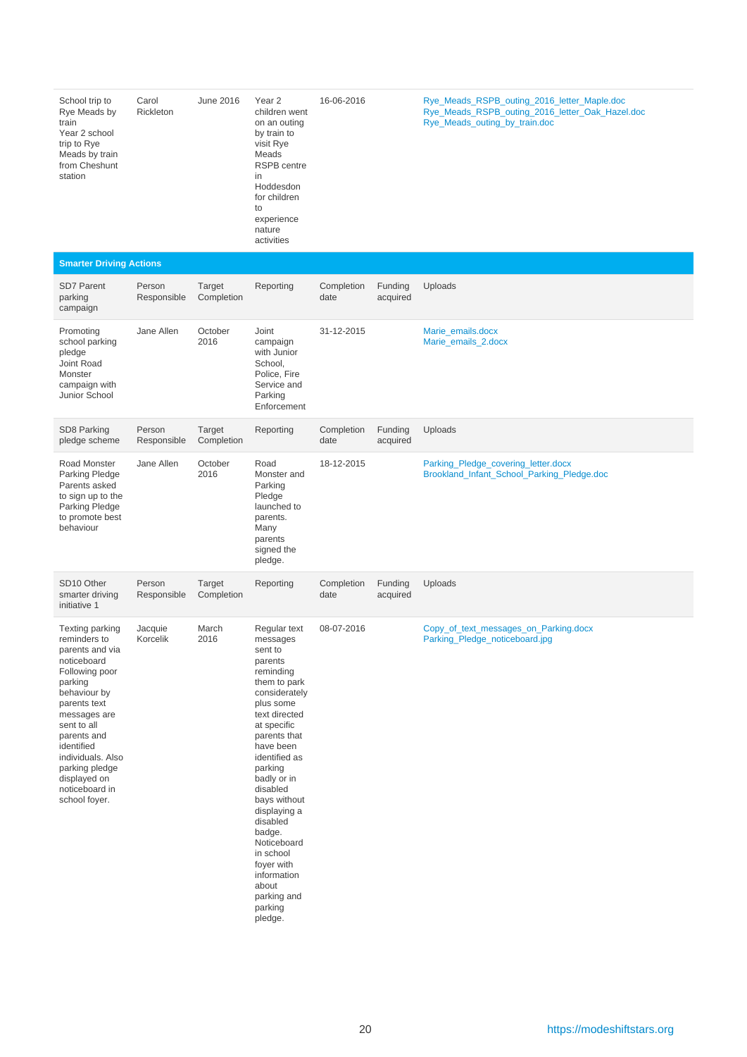| | | | | | | |
|---|---|---|---|---|---|---|
| School trip to Rye Meads by train<br>Year 2 school trip to Rye Meads by train from Cheshunt station | Carol Rickleton | June 2016 | Year 2 children went on an outing by train to visit Rye Meads RSPB centre in Hoddesdon for children to experience nature activities | 16-06-2016 | | Rye_Meads_RSPB_outing_2016_letter_Maple.doc<br>Rye_Meads_RSPB_outing_2016_letter_Oak_Hazel.doc<br>Rye_Meads_outing_by_train.doc |

**Smarter Driving Actions**

| SD7 Parent parking campaign | Person Responsible | Target Completion | Reporting | Completion date | Funding acquired | Uploads |
|---|---|---|---|---|---|---|
| Promoting school parking pledge<br>Joint Road Monster campaign with Junior School | Jane Allen | October 2016 | Joint campaign with Junior School, Police, Fire Service and Parking Enforcement | 31-12-2015 | | Marie_emails.docx<br>Marie_emails_2.docx |

| SD8 Parking pledge scheme | Person Responsible | Target Completion | Reporting | Completion date | Funding acquired | Uploads |
|---|---|---|---|---|---|---|
| Road Monster Parking Pledge<br>Parents asked to sign up to the Parking Pledge to promote best behaviour | Jane Allen | October 2016 | Road Monster and Parking Pledge launched to parents. Many parents signed the pledge. | 18-12-2015 | | Parking_Pledge_covering_letter.docx<br>Brookland_Infant_School_Parking_Pledge.doc |

| SD10 Other smarter driving initiative 1 | Person Responsible | Target Completion | Reporting | Completion date | Funding acquired | Uploads |
|---|---|---|---|---|---|---|
| Texting parking reminders to parents and via noticeboard<br>Following poor parking behaviour by parents text messages are sent to all parents and identified individuals. Also parking pledge displayed on noticeboard in school foyer. | Jacquie Korcelik | March 2016 | Regular text messages sent to parents reminding them to park considerately plus some text directed at specific parents that have been identified as parking badly or in disabled bays without displaying a disabled badge. Noticeboard in school foyer with information about parking and parking pledge. | 08-07-2016 | | Copy_of_text_messages_on_Parking.docx<br>Parking_Pledge_noticeboard.jpg |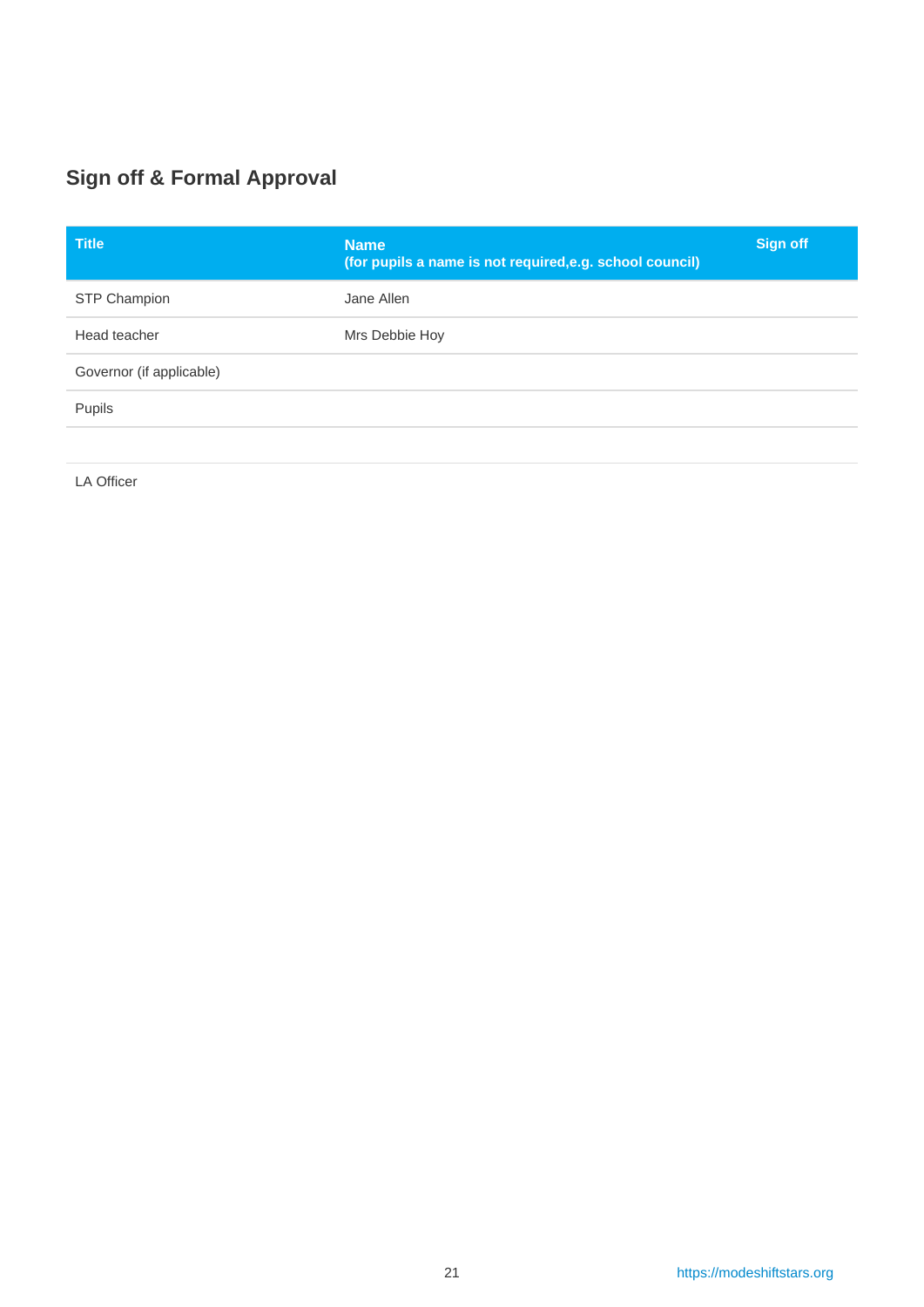## Sign off & Formal Approval

| Title | Name<br>(for pupils a name is not required,e.g. school council) | Sign off |
|---|---|---|
| STP Champion | Jane Allen | |
| Head teacher | Mrs Debbie Hoy | |
| Governor (if applicable) | | |
| Pupils | | |
| | | |
| LA Officer | | |